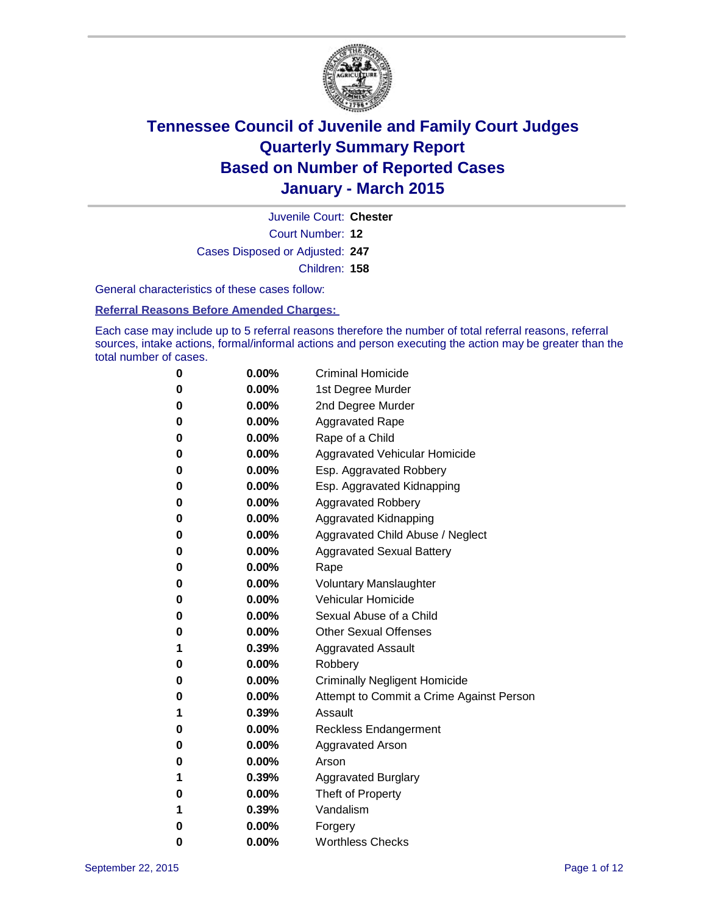# Tennessee Council of Juvenile and Family Court Judges
# Quarterly Summary Report
# Based on Number of Reported Cases
# January - March 2015

Juvenile Court: **Chester**

Court Number: **12**

Cases Disposed or Adjusted: **247**

Children: **158**

General characteristics of these cases follow:

**Referral Reasons Before Amended Charges:**

Each case may include up to 5 referral reasons therefore the number of total referral reasons, referral sources, intake actions, formal/informal actions and person executing the action may be greater than the total number of cases.

| | | |
|---|---|---|
| **0** | **0.00%** | Criminal Homicide |
| **0** | **0.00%** | 1st Degree Murder |
| **0** | **0.00%** | 2nd Degree Murder |
| **0** | **0.00%** | Aggravated Rape |
| **0** | **0.00%** | Rape of a Child |
| **0** | **0.00%** | Aggravated Vehicular Homicide |
| **0** | **0.00%** | Esp. Aggravated Robbery |
| **0** | **0.00%** | Esp. Aggravated Kidnapping |
| **0** | **0.00%** | Aggravated Robbery |
| **0** | **0.00%** | Aggravated Kidnapping |
| **0** | **0.00%** | Aggravated Child Abuse / Neglect |
| **0** | **0.00%** | Aggravated Sexual Battery |
| **0** | **0.00%** | Rape |
| **0** | **0.00%** | Voluntary Manslaughter |
| **0** | **0.00%** | Vehicular Homicide |
| **0** | **0.00%** | Sexual Abuse of a Child |
| **0** | **0.00%** | Other Sexual Offenses |
| **1** | **0.39%** | Aggravated Assault |
| **0** | **0.00%** | Robbery |
| **0** | **0.00%** | Criminally Negligent Homicide |
| **0** | **0.00%** | Attempt to Commit a Crime Against Person |
| **1** | **0.39%** | Assault |
| **0** | **0.00%** | Reckless Endangerment |
| **0** | **0.00%** | Aggravated Arson |
| **0** | **0.00%** | Arson |
| **1** | **0.39%** | Aggravated Burglary |
| **0** | **0.00%** | Theft of Property |
| **1** | **0.39%** | Vandalism |
| **0** | **0.00%** | Forgery |
| **0** | **0.00%** | Worthless Checks |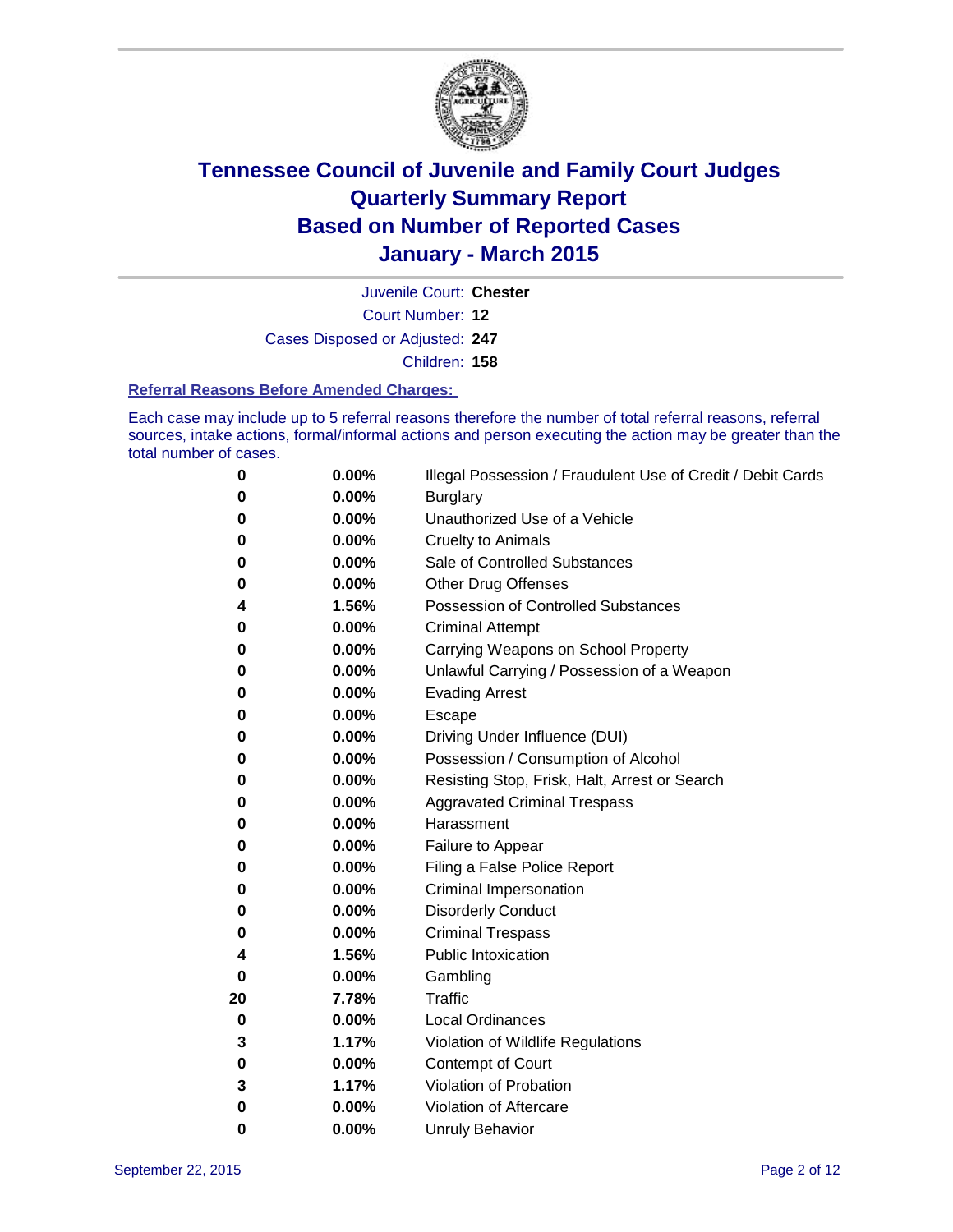# Tennessee Council of Juvenile and Family Court Judges
# Quarterly Summary Report
# Based on Number of Reported Cases
# January - March 2015

Juvenile Court: **Chester**
Court Number: **12**
Cases Disposed or Adjusted: **247**
Children: **158**

**Referral Reasons Before Amended Charges:**

Each case may include up to 5 referral reasons therefore the number of total referral reasons, referral sources, intake actions, formal/informal actions and person executing the action may be greater than the total number of cases.

| | | |
|---|---|---|
| **0** | **0.00%** | Illegal Possession / Fraudulent Use of Credit / Debit Cards |
| **0** | **0.00%** | Burglary |
| **0** | **0.00%** | Unauthorized Use of a Vehicle |
| **0** | **0.00%** | Cruelty to Animals |
| **0** | **0.00%** | Sale of Controlled Substances |
| **0** | **0.00%** | Other Drug Offenses |
| **4** | **1.56%** | Possession of Controlled Substances |
| **0** | **0.00%** | Criminal Attempt |
| **0** | **0.00%** | Carrying Weapons on School Property |
| **0** | **0.00%** | Unlawful Carrying / Possession of a Weapon |
| **0** | **0.00%** | Evading Arrest |
| **0** | **0.00%** | Escape |
| **0** | **0.00%** | Driving Under Influence (DUI) |
| **0** | **0.00%** | Possession / Consumption of Alcohol |
| **0** | **0.00%** | Resisting Stop, Frisk, Halt, Arrest or Search |
| **0** | **0.00%** | Aggravated Criminal Trespass |
| **0** | **0.00%** | Harassment |
| **0** | **0.00%** | Failure to Appear |
| **0** | **0.00%** | Filing a False Police Report |
| **0** | **0.00%** | Criminal Impersonation |
| **0** | **0.00%** | Disorderly Conduct |
| **0** | **0.00%** | Criminal Trespass |
| **4** | **1.56%** | Public Intoxication |
| **0** | **0.00%** | Gambling |
| **20** | **7.78%** | Traffic |
| **0** | **0.00%** | Local Ordinances |
| **3** | **1.17%** | Violation of Wildlife Regulations |
| **0** | **0.00%** | Contempt of Court |
| **3** | **1.17%** | Violation of Probation |
| **0** | **0.00%** | Violation of Aftercare |
| **0** | **0.00%** | Unruly Behavior |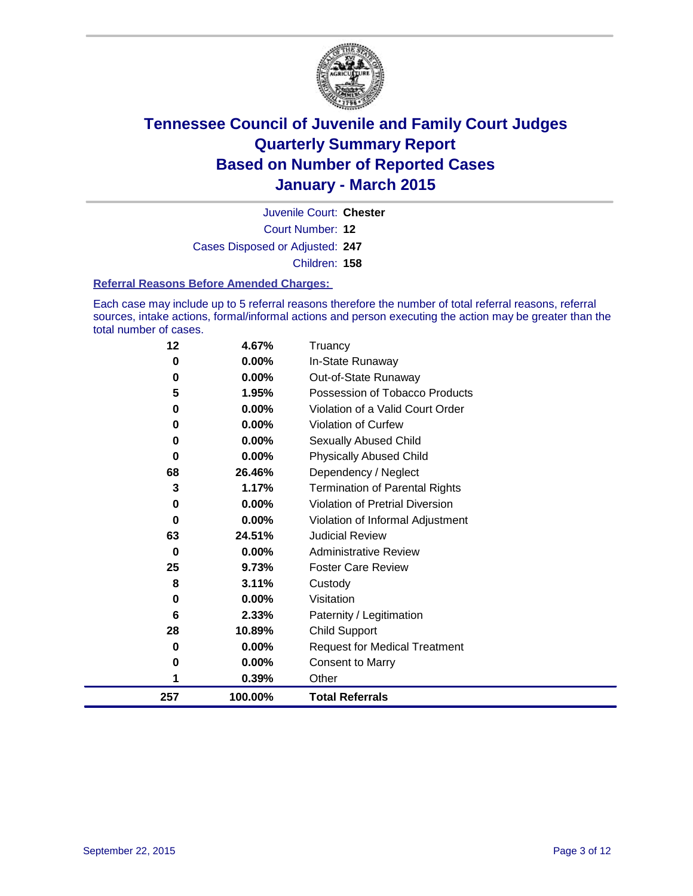# Tennessee Council of Juvenile and Family Court Judges
## Quarterly Summary Report
## Based on Number of Reported Cases
## January - March 2015

Juvenile Court: **Chester**

Court Number: **12**

Cases Disposed or Adjusted: **247**

Children: **158**

### Referral Reasons Before Amended Charges:

Each case may include up to 5 referral reasons therefore the number of total referral reasons, referral sources, intake actions, formal/informal actions and person executing the action may be greater than the total number of cases.

| | | |
|---|---|---|
| 12 | 4.67% | Truancy |
| 0 | 0.00% | In-State Runaway |
| 0 | 0.00% | Out-of-State Runaway |
| 5 | 1.95% | Possession of Tobacco Products |
| 0 | 0.00% | Violation of a Valid Court Order |
| 0 | 0.00% | Violation of Curfew |
| 0 | 0.00% | Sexually Abused Child |
| 0 | 0.00% | Physically Abused Child |
| 68 | 26.46% | Dependency / Neglect |
| 3 | 1.17% | Termination of Parental Rights |
| 0 | 0.00% | Violation of Pretrial Diversion |
| 0 | 0.00% | Violation of Informal Adjustment |
| 63 | 24.51% | Judicial Review |
| 0 | 0.00% | Administrative Review |
| 25 | 9.73% | Foster Care Review |
| 8 | 3.11% | Custody |
| 0 | 0.00% | Visitation |
| 6 | 2.33% | Paternity / Legitimation |
| 28 | 10.89% | Child Support |
| 0 | 0.00% | Request for Medical Treatment |
| 0 | 0.00% | Consent to Marry |
| 1 | 0.39% | Other |
| **257** | **100.00%** | **Total Referrals** |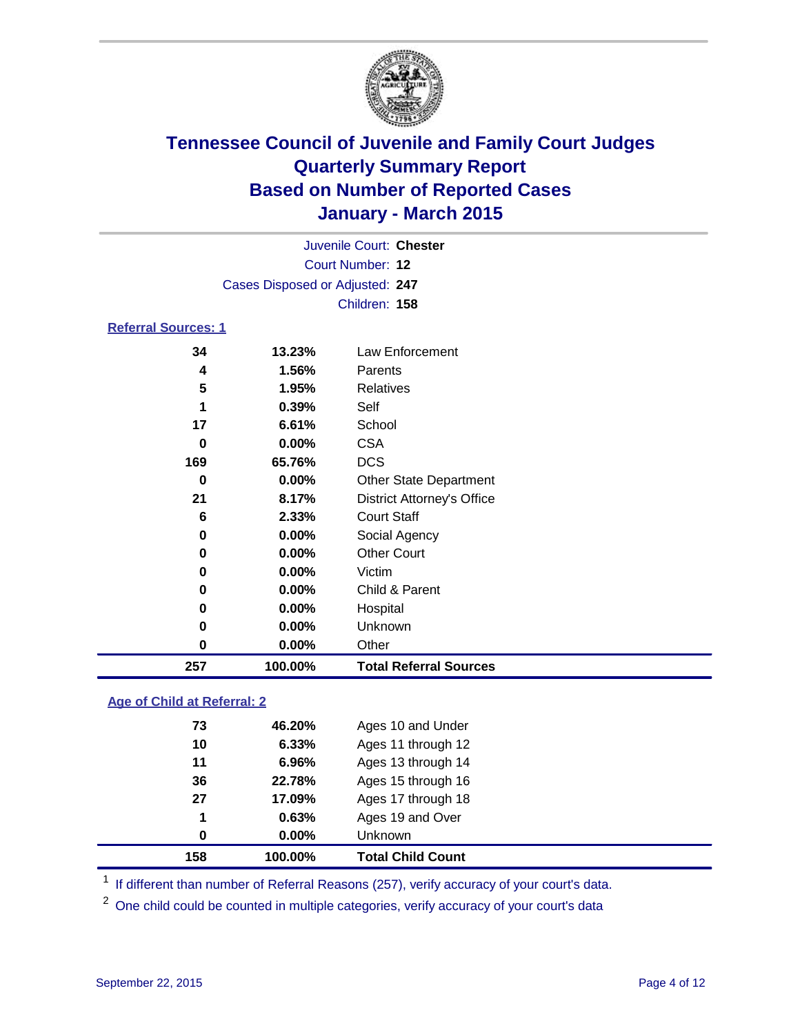# Tennessee Council of Juvenile and Family Court Judges
# Quarterly Summary Report
# Based on Number of Reported Cases
# January - March 2015

Juvenile Court: **Chester**

Court Number: **12**

Cases Disposed or Adjusted: **247**

Children: **158**

### Referral Sources: 1

| | | |
|---|---|---|
| 34 | 13.23% | Law Enforcement |
| 4 | 1.56% | Parents |
| 5 | 1.95% | Relatives |
| 1 | 0.39% | Self |
| 17 | 6.61% | School |
| 0 | 0.00% | CSA |
| 169 | 65.76% | DCS |
| 0 | 0.00% | Other State Department |
| 21 | 8.17% | District Attorney's Office |
| 6 | 2.33% | Court Staff |
| 0 | 0.00% | Social Agency |
| 0 | 0.00% | Other Court |
| 0 | 0.00% | Victim |
| 0 | 0.00% | Child & Parent |
| 0 | 0.00% | Hospital |
| 0 | 0.00% | Unknown |
| 0 | 0.00% | Other |
| **257** | **100.00%** | **Total Referral Sources** |

### Age of Child at Referral: 2

| | | |
|---|---|---|
| 73 | 46.20% | Ages 10 and Under |
| 10 | 6.33% | Ages 11 through 12 |
| 11 | 6.96% | Ages 13 through 14 |
| 36 | 22.78% | Ages 15 through 16 |
| 27 | 17.09% | Ages 17 through 18 |
| 1 | 0.63% | Ages 19 and Over |
| 0 | 0.00% | Unknown |
| **158** | **100.00%** | **Total Child Count** |

[1] If different than number of Referral Reasons (257), verify accuracy of your court's data.

[2] One child could be counted in multiple categories, verify accuracy of your court's data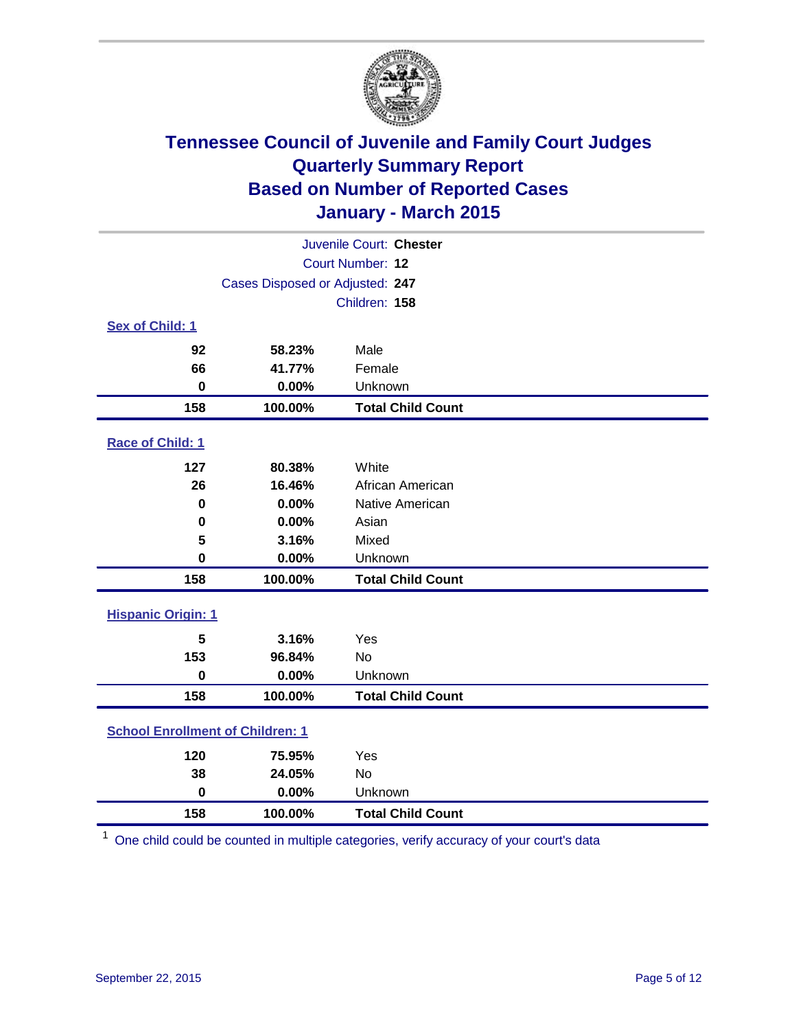# Tennessee Council of Juvenile and Family Court Judges
## Quarterly Summary Report
## Based on Number of Reported Cases
## January - March 2015

Juvenile Court: **Chester**

Court Number: **12**

Cases Disposed or Adjusted: **247**

Children: **158**

### Sex of Child: 1

| Count | Percent | Category |
|---|---|---|
| 92 | 58.23% | Male |
| 66 | 41.77% | Female |
| 0 | 0.00% | Unknown |
| **158** | **100.00%** | **Total Child Count** |

### Race of Child: 1

| Count | Percent | Category |
|---|---|---|
| 127 | 80.38% | White |
| 26 | 16.46% | African American |
| 0 | 0.00% | Native American |
| 0 | 0.00% | Asian |
| 5 | 3.16% | Mixed |
| 0 | 0.00% | Unknown |
| **158** | **100.00%** | **Total Child Count** |

### Hispanic Origin: 1

| Count | Percent | Category |
|---|---|---|
| 5 | 3.16% | Yes |
| 153 | 96.84% | No |
| 0 | 0.00% | Unknown |
| **158** | **100.00%** | **Total Child Count** |

### School Enrollment of Children: 1

| Count | Percent | Category |
|---|---|---|
| 120 | 75.95% | Yes |
| 38 | 24.05% | No |
| 0 | 0.00% | Unknown |
| **158** | **100.00%** | **Total Child Count** |

[1] One child could be counted in multiple categories, verify accuracy of your court's data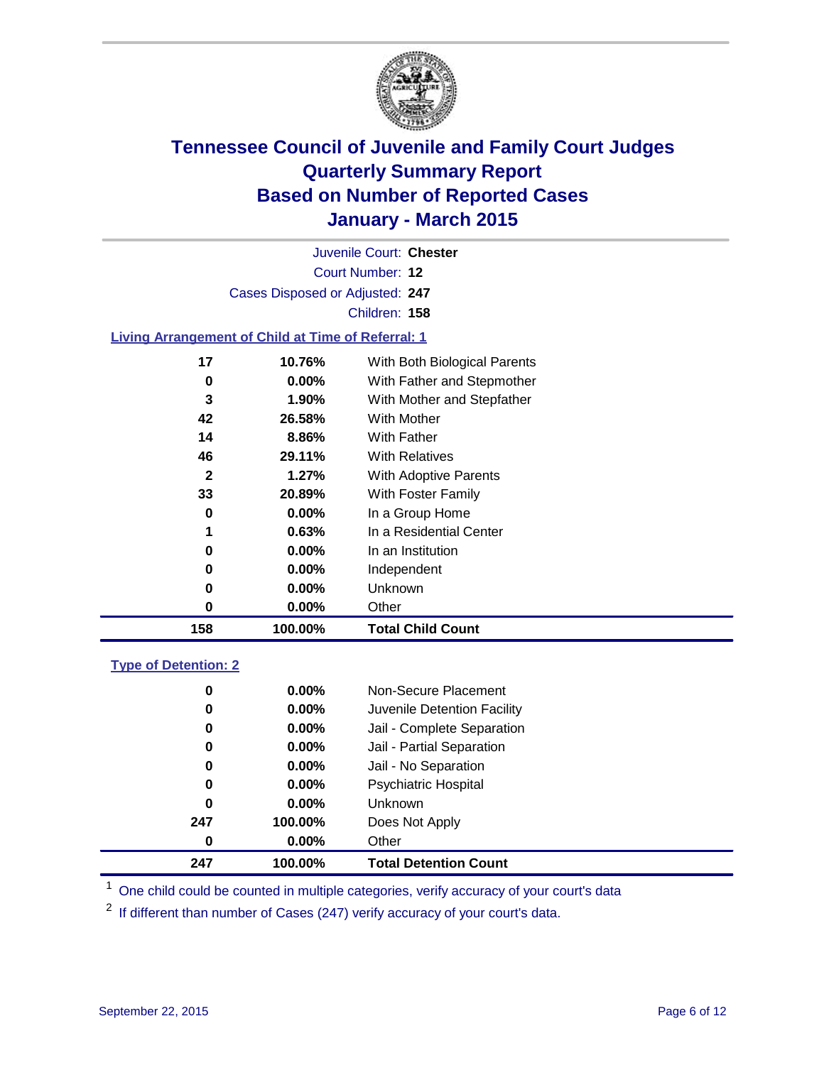# Tennessee Council of Juvenile and Family Court Judges
## Quarterly Summary Report
## Based on Number of Reported Cases
## January - March 2015

Juvenile Court: **Chester**

Court Number: **12**

Cases Disposed or Adjusted: **247**

Children: **158**

### Living Arrangement of Child at Time of Referral: 1

| Count | Percent | Living Arrangement |
|---|---|---|
| 17 | 10.76% | With Both Biological Parents |
| 0 | 0.00% | With Father and Stepmother |
| 3 | 1.90% | With Mother and Stepfather |
| 42 | 26.58% | With Mother |
| 14 | 8.86% | With Father |
| 46 | 29.11% | With Relatives |
| 2 | 1.27% | With Adoptive Parents |
| 33 | 20.89% | With Foster Family |
| 0 | 0.00% | In a Group Home |
| 1 | 0.63% | In a Residential Center |
| 0 | 0.00% | In an Institution |
| 0 | 0.00% | Independent |
| 0 | 0.00% | Unknown |
| 0 | 0.00% | Other |
| **158** | **100.00%** | **Total Child Count** |

### Type of Detention: 2

| Count | Percent | Type of Detention |
|---|---|---|
| 0 | 0.00% | Non-Secure Placement |
| 0 | 0.00% | Juvenile Detention Facility |
| 0 | 0.00% | Jail - Complete Separation |
| 0 | 0.00% | Jail - Partial Separation |
| 0 | 0.00% | Jail - No Separation |
| 0 | 0.00% | Psychiatric Hospital |
| 0 | 0.00% | Unknown |
| 247 | 100.00% | Does Not Apply |
| 0 | 0.00% | Other |
| **247** | **100.00%** | **Total Detention Count** |

[1] One child could be counted in multiple categories, verify accuracy of your court's data

[2] If different than number of Cases (247) verify accuracy of your court's data.

September 22, 2015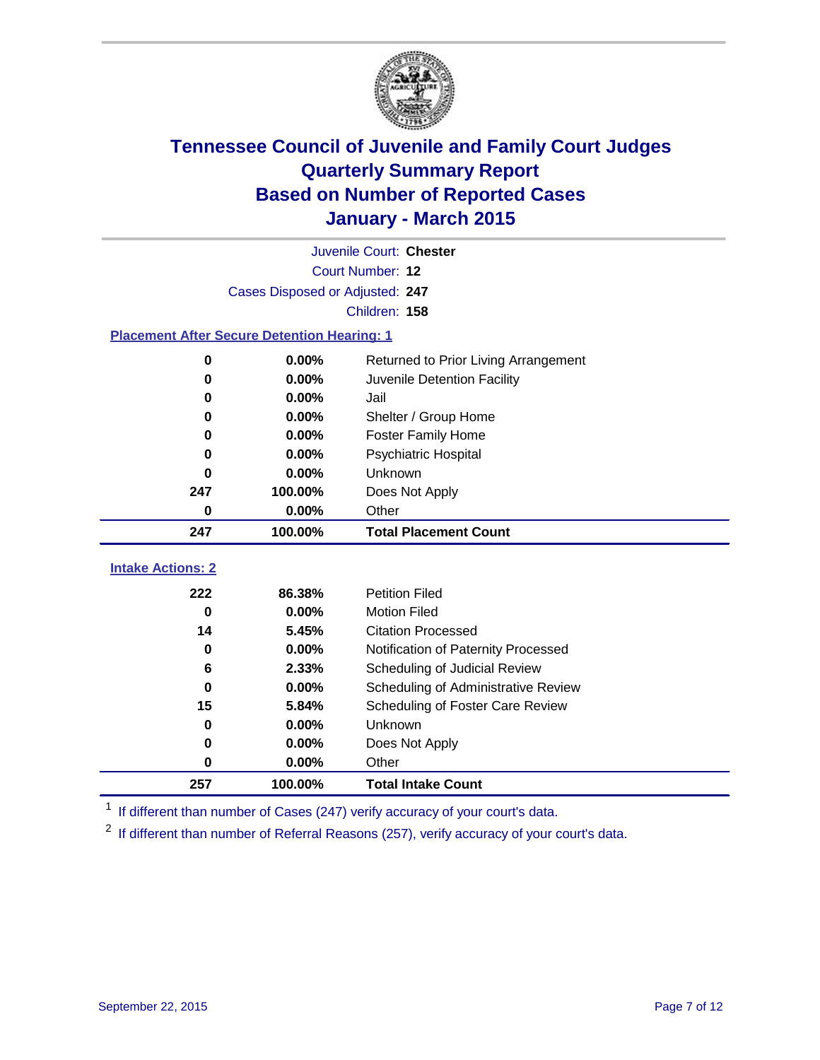# Tennessee Council of Juvenile and Family Court Judges
# Quarterly Summary Report
# Based on Number of Reported Cases
# January - March 2015

Juvenile Court: **Chester**
Court Number: **12**
Cases Disposed or Adjusted: **247**
Children: **158**

**Placement After Secure Detention Hearing: 1**

| Count | Percent | Placement |
|---|---|---|
| 0 | 0.00% | Returned to Prior Living Arrangement |
| 0 | 0.00% | Juvenile Detention Facility |
| 0 | 0.00% | Jail |
| 0 | 0.00% | Shelter / Group Home |
| 0 | 0.00% | Foster Family Home |
| 0 | 0.00% | Psychiatric Hospital |
| 0 | 0.00% | Unknown |
| 247 | 100.00% | Does Not Apply |
| 0 | 0.00% | Other |
| **247** | **100.00%** | **Total Placement Count** |

**Intake Actions: 2**

| Count | Percent | Intake Action |
|---|---|---|
| 222 | 86.38% | Petition Filed |
| 0 | 0.00% | Motion Filed |
| 14 | 5.45% | Citation Processed |
| 0 | 0.00% | Notification of Paternity Processed |
| 6 | 2.33% | Scheduling of Judicial Review |
| 0 | 0.00% | Scheduling of Administrative Review |
| 15 | 5.84% | Scheduling of Foster Care Review |
| 0 | 0.00% | Unknown |
| 0 | 0.00% | Does Not Apply |
| 0 | 0.00% | Other |
| **257** | **100.00%** | **Total Intake Count** |

[1] If different than number of Cases (247) verify accuracy of your court's data.

[2] If different than number of Referral Reasons (257), verify accuracy of your court's data.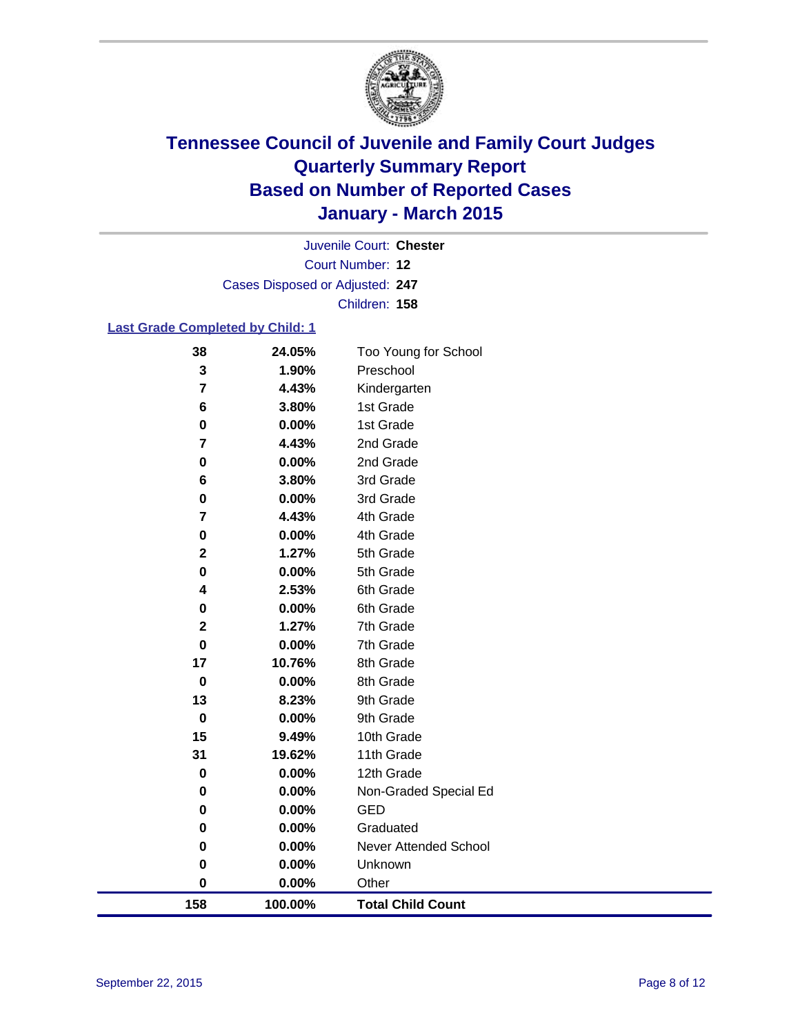# Tennessee Council of Juvenile and Family Court Judges
# Quarterly Summary Report
# Based on Number of Reported Cases
# January - March 2015

Juvenile Court: **Chester**

Court Number: **12**

Cases Disposed or Adjusted: **247**

Children: **158**

**Last Grade Completed by Child: 1**

| Count | Percent | Grade |
|---|---|---|
| 38 | 24.05% | Too Young for School |
| 3 | 1.90% | Preschool |
| 7 | 4.43% | Kindergarten |
| 6 | 3.80% | 1st Grade |
| 0 | 0.00% | 1st Grade |
| 7 | 4.43% | 2nd Grade |
| 0 | 0.00% | 2nd Grade |
| 6 | 3.80% | 3rd Grade |
| 0 | 0.00% | 3rd Grade |
| 7 | 4.43% | 4th Grade |
| 0 | 0.00% | 4th Grade |
| 2 | 1.27% | 5th Grade |
| 0 | 0.00% | 5th Grade |
| 4 | 2.53% | 6th Grade |
| 0 | 0.00% | 6th Grade |
| 2 | 1.27% | 7th Grade |
| 0 | 0.00% | 7th Grade |
| 17 | 10.76% | 8th Grade |
| 0 | 0.00% | 8th Grade |
| 13 | 8.23% | 9th Grade |
| 0 | 0.00% | 9th Grade |
| 15 | 9.49% | 10th Grade |
| 31 | 19.62% | 11th Grade |
| 0 | 0.00% | 12th Grade |
| 0 | 0.00% | Non-Graded Special Ed |
| 0 | 0.00% | GED |
| 0 | 0.00% | Graduated |
| 0 | 0.00% | Never Attended School |
| 0 | 0.00% | Unknown |
| 0 | 0.00% | Other |
| **158** | **100.00%** | **Total Child Count** |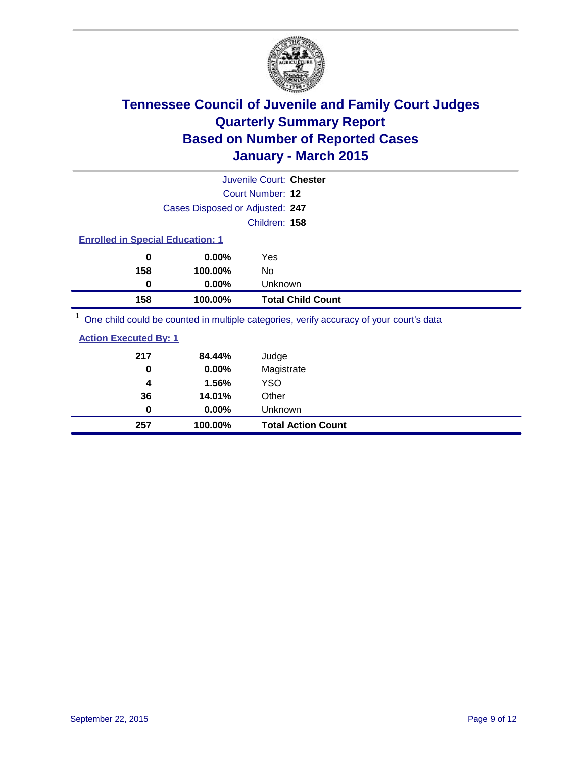# Tennessee Council of Juvenile and Family Court Judges
# Quarterly Summary Report
# Based on Number of Reported Cases
# January - March 2015

Juvenile Court: **Chester**

Court Number: **12**

Cases Disposed or Adjusted: **247**

Children: **158**

**Enrolled in Special Education: 1**

| Count | Percent | Category |
|---|---|---|
| 0 | 0.00% | Yes |
| 158 | 100.00% | No |
| 0 | 0.00% | Unknown |
| **158** | **100.00%** | **Total Child Count** |

[1] One child could be counted in multiple categories, verify accuracy of your court's data

**Action Executed By: 1**

| Count | Percent | Category |
|---|---|---|
| 217 | 84.44% | Judge |
| 0 | 0.00% | Magistrate |
| 4 | 1.56% | YSO |
| 36 | 14.01% | Other |
| 0 | 0.00% | Unknown |
| **257** | **100.00%** | **Total Action Count** |

September 22, 2015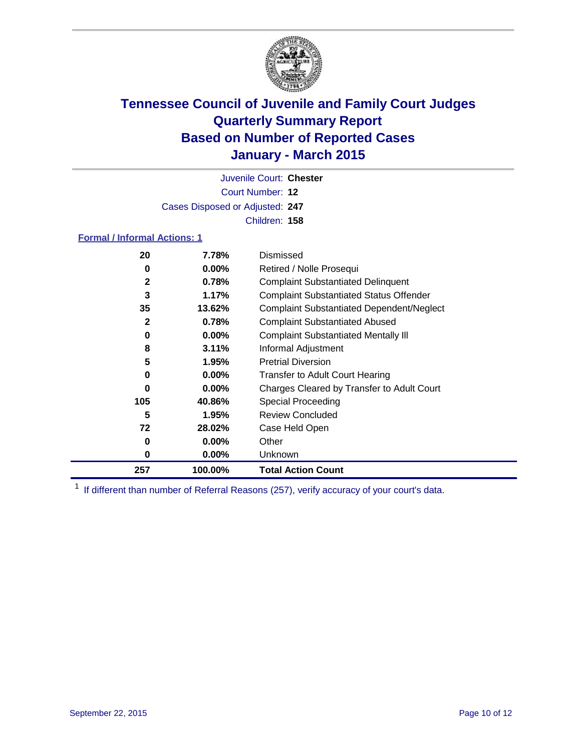# Tennessee Council of Juvenile and Family Court Judges
# Quarterly Summary Report
# Based on Number of Reported Cases
# January - March 2015

Juvenile Court: **Chester**

Court Number: **12**

Cases Disposed or Adjusted: **247**

Children: **158**

### Formal / Informal Actions: 1

| Count | Percent | Action |
|---|---|---|
| 20 | 7.78% | Dismissed |
| 0 | 0.00% | Retired / Nolle Prosequi |
| 2 | 0.78% | Complaint Substantiated Delinquent |
| 3 | 1.17% | Complaint Substantiated Status Offender |
| 35 | 13.62% | Complaint Substantiated Dependent/Neglect |
| 2 | 0.78% | Complaint Substantiated Abused |
| 0 | 0.00% | Complaint Substantiated Mentally Ill |
| 8 | 3.11% | Informal Adjustment |
| 5 | 1.95% | Pretrial Diversion |
| 0 | 0.00% | Transfer to Adult Court Hearing |
| 0 | 0.00% | Charges Cleared by Transfer to Adult Court |
| 105 | 40.86% | Special Proceeding |
| 5 | 1.95% | Review Concluded |
| 72 | 28.02% | Case Held Open |
| 0 | 0.00% | Other |
| 0 | 0.00% | Unknown |
| **257** | **100.00%** | **Total Action Count** |

[1] If different than number of Referral Reasons (257), verify accuracy of your court's data.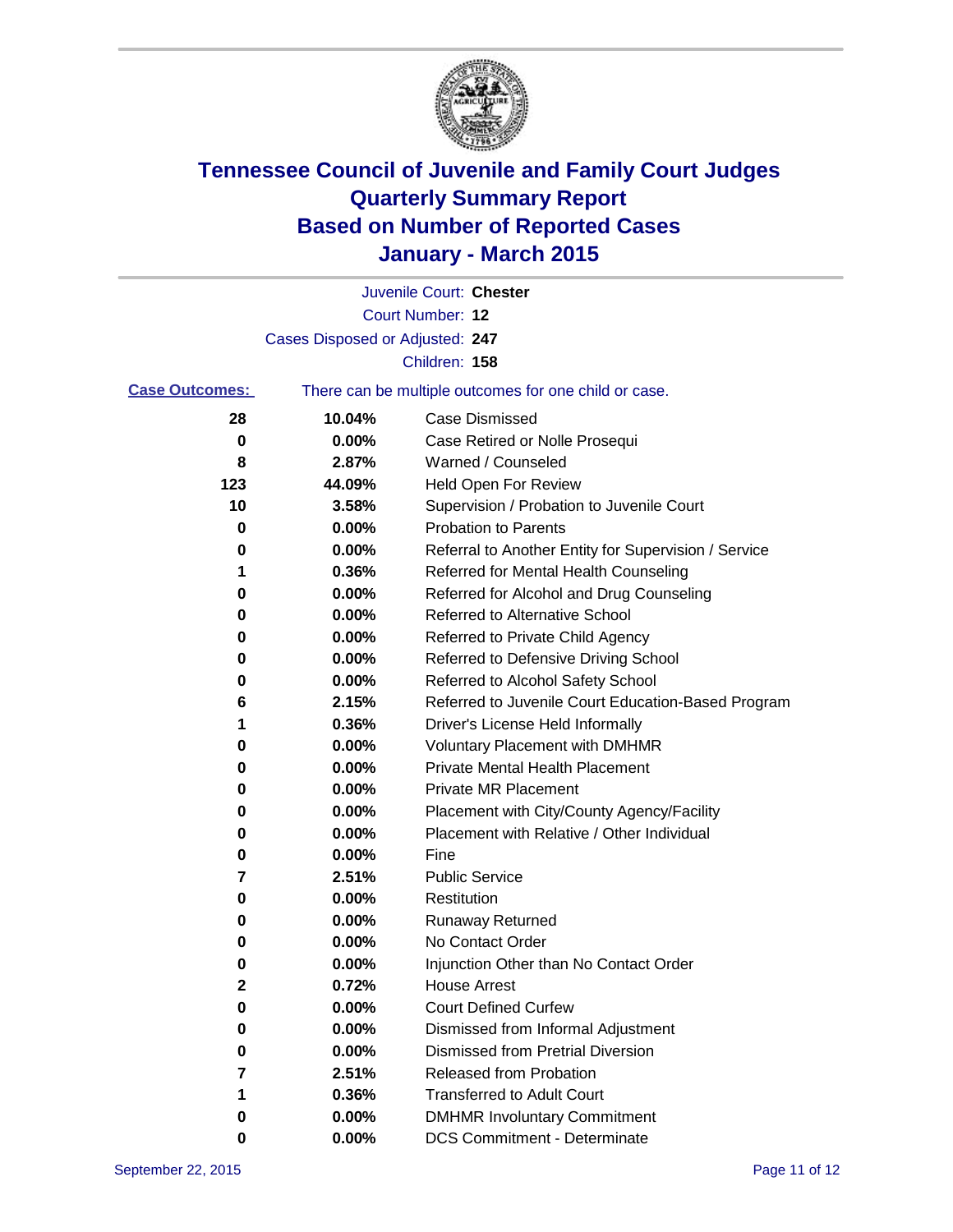# Tennessee Council of Juvenile and Family Court Judges
## Quarterly Summary Report
## Based on Number of Reported Cases
## January - March 2015

Juvenile Court: **Chester**

Court Number: **12**

Cases Disposed or Adjusted: **247**

Children: **158**

**Case Outcomes:** There can be multiple outcomes for one child or case.

| Count | Percent | Outcome |
|---|---|---|
| 28 | 10.04% | Case Dismissed |
| 0 | 0.00% | Case Retired or Nolle Prosequi |
| 8 | 2.87% | Warned / Counseled |
| 123 | 44.09% | Held Open For Review |
| 10 | 3.58% | Supervision / Probation to Juvenile Court |
| 0 | 0.00% | Probation to Parents |
| 0 | 0.00% | Referral to Another Entity for Supervision / Service |
| 1 | 0.36% | Referred for Mental Health Counseling |
| 0 | 0.00% | Referred for Alcohol and Drug Counseling |
| 0 | 0.00% | Referred to Alternative School |
| 0 | 0.00% | Referred to Private Child Agency |
| 0 | 0.00% | Referred to Defensive Driving School |
| 0 | 0.00% | Referred to Alcohol Safety School |
| 6 | 2.15% | Referred to Juvenile Court Education-Based Program |
| 1 | 0.36% | Driver's License Held Informally |
| 0 | 0.00% | Voluntary Placement with DMHMR |
| 0 | 0.00% | Private Mental Health Placement |
| 0 | 0.00% | Private MR Placement |
| 0 | 0.00% | Placement with City/County Agency/Facility |
| 0 | 0.00% | Placement with Relative / Other Individual |
| 0 | 0.00% | Fine |
| 7 | 2.51% | Public Service |
| 0 | 0.00% | Restitution |
| 0 | 0.00% | Runaway Returned |
| 0 | 0.00% | No Contact Order |
| 0 | 0.00% | Injunction Other than No Contact Order |
| 2 | 0.72% | House Arrest |
| 0 | 0.00% | Court Defined Curfew |
| 0 | 0.00% | Dismissed from Informal Adjustment |
| 0 | 0.00% | Dismissed from Pretrial Diversion |
| 7 | 2.51% | Released from Probation |
| 1 | 0.36% | Transferred to Adult Court |
| 0 | 0.00% | DMHMR Involuntary Commitment |
| 0 | 0.00% | DCS Commitment - Determinate |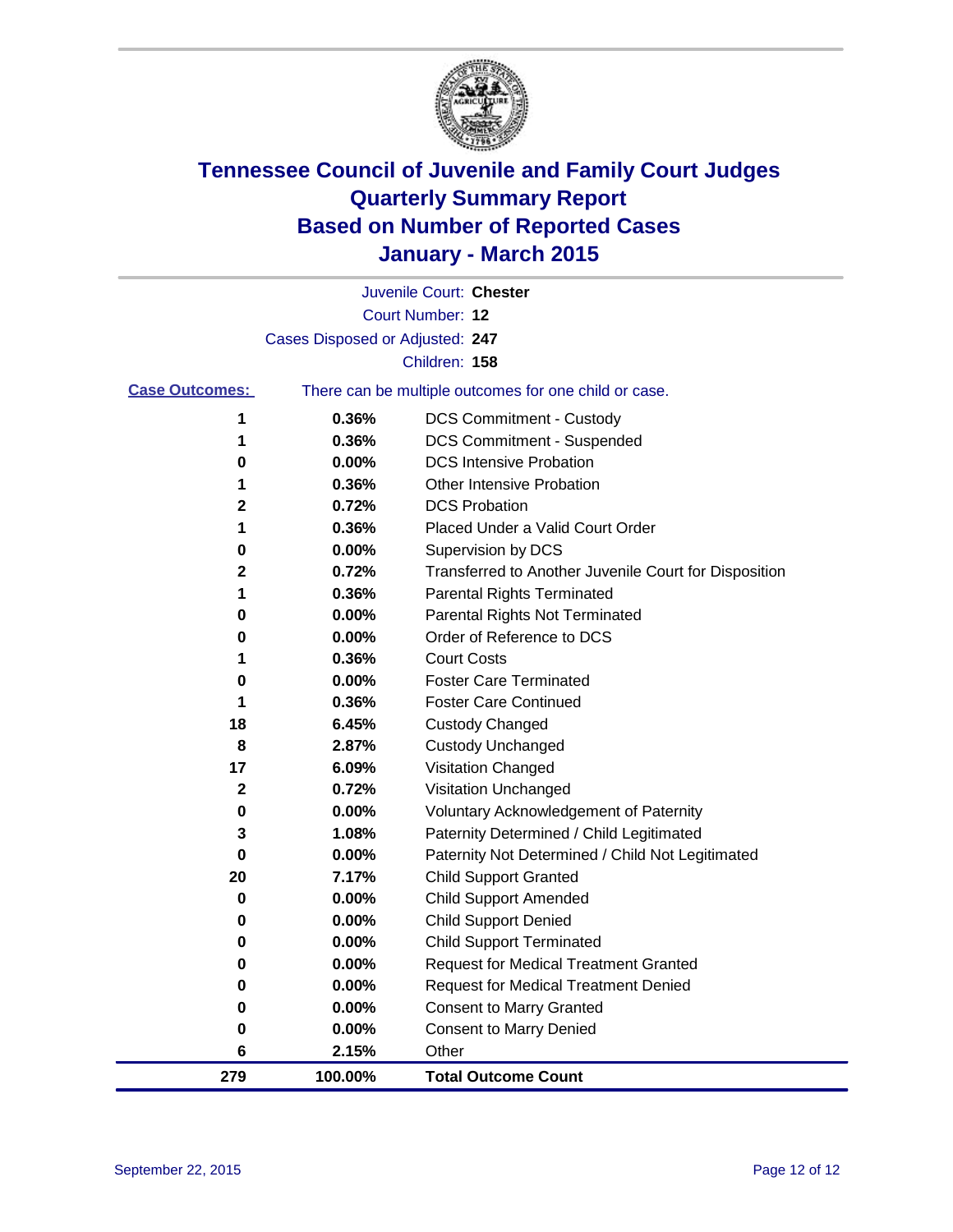# Tennessee Council of Juvenile and Family Court Judges
# Quarterly Summary Report
# Based on Number of Reported Cases
# January - March 2015

Juvenile Court: **Chester**

Court Number: **12**

Cases Disposed or Adjusted: **247**

Children: **158**

**Case Outcomes:** There can be multiple outcomes for one child or case.

| | | |
|---|---|---|
| 1 | 0.36% | DCS Commitment - Custody |
| 1 | 0.36% | DCS Commitment - Suspended |
| 0 | 0.00% | DCS Intensive Probation |
| 1 | 0.36% | Other Intensive Probation |
| 2 | 0.72% | DCS Probation |
| 1 | 0.36% | Placed Under a Valid Court Order |
| 0 | 0.00% | Supervision by DCS |
| 2 | 0.72% | Transferred to Another Juvenile Court for Disposition |
| 1 | 0.36% | Parental Rights Terminated |
| 0 | 0.00% | Parental Rights Not Terminated |
| 0 | 0.00% | Order of Reference to DCS |
| 1 | 0.36% | Court Costs |
| 0 | 0.00% | Foster Care Terminated |
| 1 | 0.36% | Foster Care Continued |
| 18 | 6.45% | Custody Changed |
| 8 | 2.87% | Custody Unchanged |
| 17 | 6.09% | Visitation Changed |
| 2 | 0.72% | Visitation Unchanged |
| 0 | 0.00% | Voluntary Acknowledgement of Paternity |
| 3 | 1.08% | Paternity Determined / Child Legitimated |
| 0 | 0.00% | Paternity Not Determined / Child Not Legitimated |
| 20 | 7.17% | Child Support Granted |
| 0 | 0.00% | Child Support Amended |
| 0 | 0.00% | Child Support Denied |
| 0 | 0.00% | Child Support Terminated |
| 0 | 0.00% | Request for Medical Treatment Granted |
| 0 | 0.00% | Request for Medical Treatment Denied |
| 0 | 0.00% | Consent to Marry Granted |
| 0 | 0.00% | Consent to Marry Denied |
| 6 | 2.15% | Other |
| **279** | **100.00%** | **Total Outcome Count** |